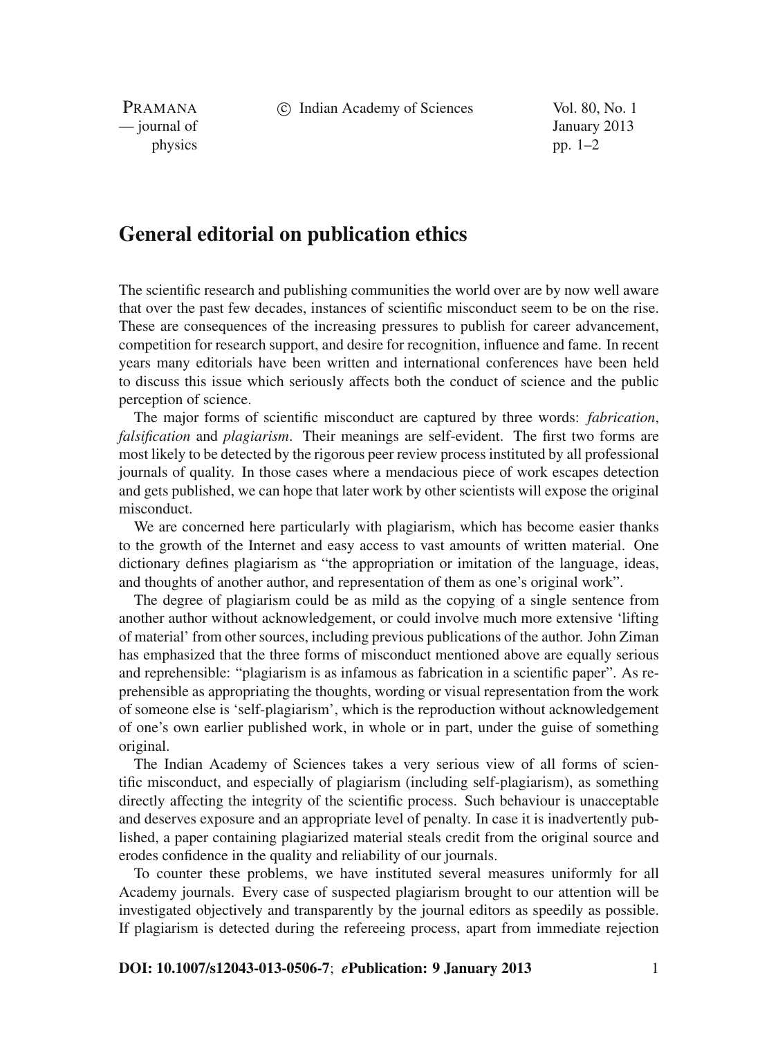# General editorial on publication ethics

The scientific research and publishing communities the world over are by now well aware that over the past few decades, instances of scientific misconduct seem to be on the rise. These are consequences of the increasing pressures to publish for career advancement, competition for research support, and desire for recognition, influence and fame. In recent years many editorials have been written and international conferences have been held to discuss this issue which seriously affects both the conduct of science and the public perception of science.

The major forms of scientific misconduct are captured by three words: *fabrication*, *falsification* and *plagiarism*. Their meanings are self-evident. The first two forms are most likely to be detected by the rigorous peer review process instituted by all professional journals of quality. In those cases where a mendacious piece of work escapes detection and gets published, we can hope that later work by other scientists will expose the original misconduct.

We are concerned here particularly with plagiarism, which has become easier thanks to the growth of the Internet and easy access to vast amounts of written material. One dictionary defines plagiarism as "the appropriation or imitation of the language, ideas, and thoughts of another author, and representation of them as one's original work".

The degree of plagiarism could be as mild as the copying of a single sentence from another author without acknowledgement, or could involve much more extensive 'lifting of material' from other sources, including previous publications of the author. John Ziman has emphasized that the three forms of misconduct mentioned above are equally serious and reprehensible: "plagiarism is as infamous as fabrication in a scientific paper". As reprehensible as appropriating the thoughts, wording or visual representation from the work of someone else is 'self-plagiarism', which is the reproduction without acknowledgement of one's own earlier published work, in whole or in part, under the guise of something original.

The Indian Academy of Sciences takes a very serious view of all forms of scientific misconduct, and especially of plagiarism (including self-plagiarism), as something directly affecting the integrity of the scientific process. Such behaviour is unacceptable and deserves exposure and an appropriate level of penalty. In case it is inadvertently published, a paper containing plagiarized material steals credit from the original source and erodes confidence in the quality and reliability of our journals.

To counter these problems, we have instituted several measures uniformly for all Academy journals. Every case of suspected plagiarism brought to our attention will be investigated objectively and transparently by the journal editors as speedily as possible. If plagiarism is detected during the refereeing process, apart from immediate rejection

**DOI: 10.1007/s12043-013-0506-7**; ***e*Publication: 9 January 2013**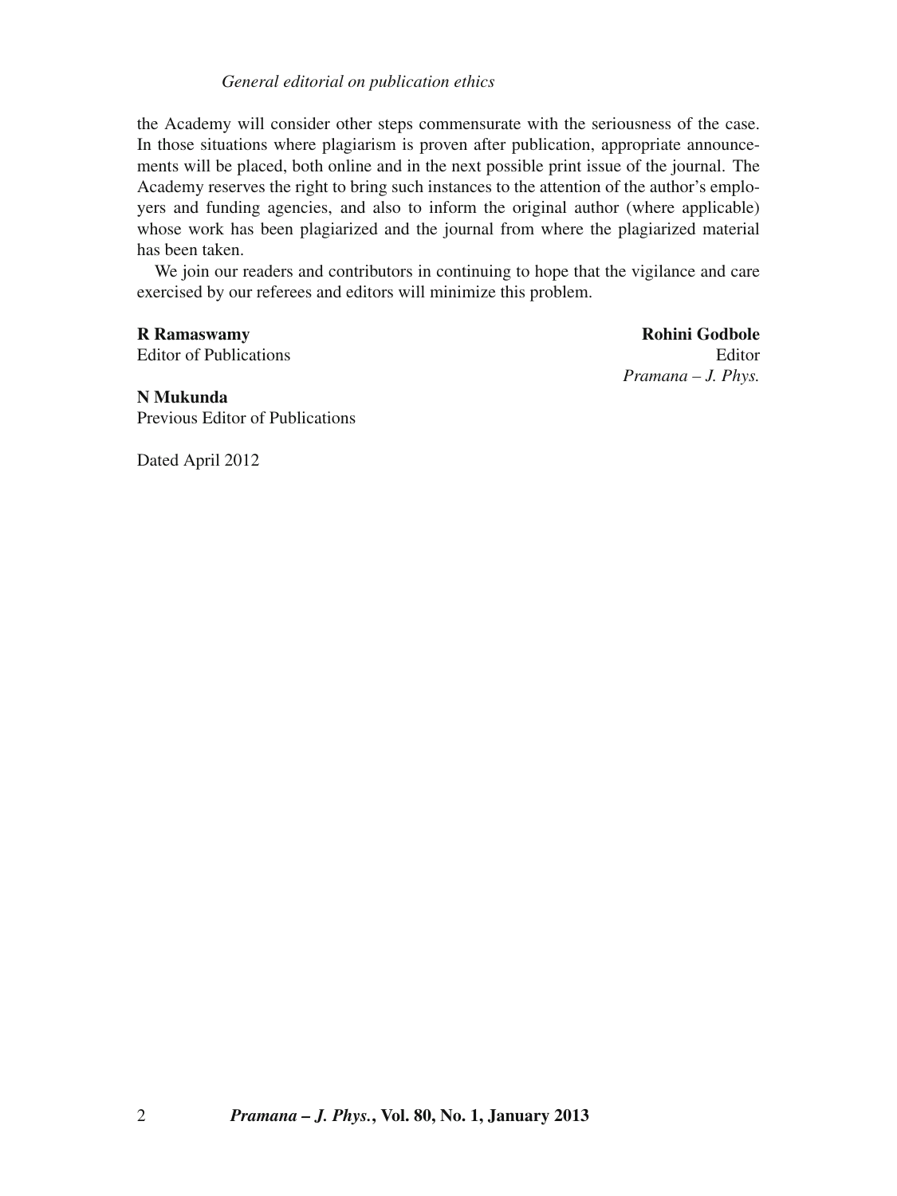the Academy will consider other steps commensurate with the seriousness of the case. In those situations where plagiarism is proven after publication, appropriate announcements will be placed, both online and in the next possible print issue of the journal. The Academy reserves the right to bring such instances to the attention of the author's employers and funding agencies, and also to inform the original author (where applicable) whose work has been plagiarized and the journal from where the plagiarized material has been taken.

We join our readers and contributors in continuing to hope that the vigilance and care exercised by our referees and editors will minimize this problem.

**R Ramaswamy**
Editor of Publications

**Rohini Godbole**
Editor
*Pramana – J. Phys.*

**N Mukunda**
Previous Editor of Publications

Dated April 2012